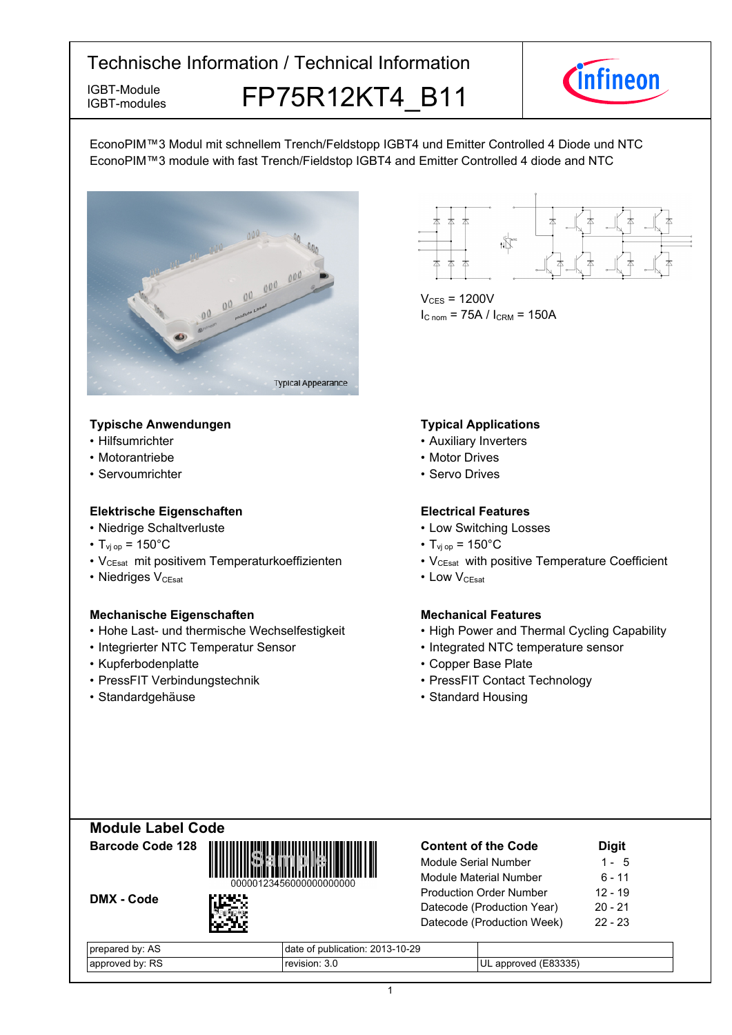# Technische Information / Technical Information

IGBT-Module
IGBT-modules

## FP75R12KT4_B11

EconoPIM™3 Modul mit schnellem Trench/Feldstopp IGBT4 und Emitter Controlled 4 Diode und NTC
EconoPIM™3 module with fast Trench/Fieldstop IGBT4 and Emitter Controlled 4 diode and NTC

Typical Appearance

$V_{CES}$ = 1200V
$I_{C\ nom}$ = 75A / $I_{CRM}$ = 150A

### Typische Anwendungen

- Hilfsumrichter
- Motorantriebe
- Servoumrichter

### Typical Applications

- Auxiliary Inverters
- Motor Drives
- Servo Drives

### Elektrische Eigenschaften

- Niedrige Schaltverluste
- $T_{vj\ op}$ = 150°C
- $V_{CEsat}$ mit positivem Temperaturkoeffizienten
- Niedriges $V_{CEsat}$

### Electrical Features

- Low Switching Losses
- $T_{vj\ op}$ = 150°C
- $V_{CEsat}$ with positive Temperature Coefficient
- Low $V_{CEsat}$

### Mechanische Eigenschaften

- Hohe Last- und thermische Wechselfestigkeit
- Integrierter NTC Temperatur Sensor
- Kupferbodenplatte
- PressFIT Verbindungstechnik
- Standardgehäuse

### Mechanical Features

- High Power and Thermal Cycling Capability
- Integrated NTC temperature sensor
- Copper Base Plate
- PressFIT Contact Technology
- Standard Housing

## Module Label Code

**Barcode Code 128**

00000123456000000000000

**DMX - Code**

| Content of the Code | Digit |
|---|---|
| Module Serial Number | 1 - 5 |
| Module Material Number | 6 - 11 |
| Production Order Number | 12 - 19 |
| Datecode (Production Year) | 20 - 21 |
| Datecode (Production Week) | 22 - 23 |

| prepared by: AS | date of publication: 2013-10-29 | |
|---|---|---|
| approved by: RS | revision: 3.0 | UL approved (E83335) |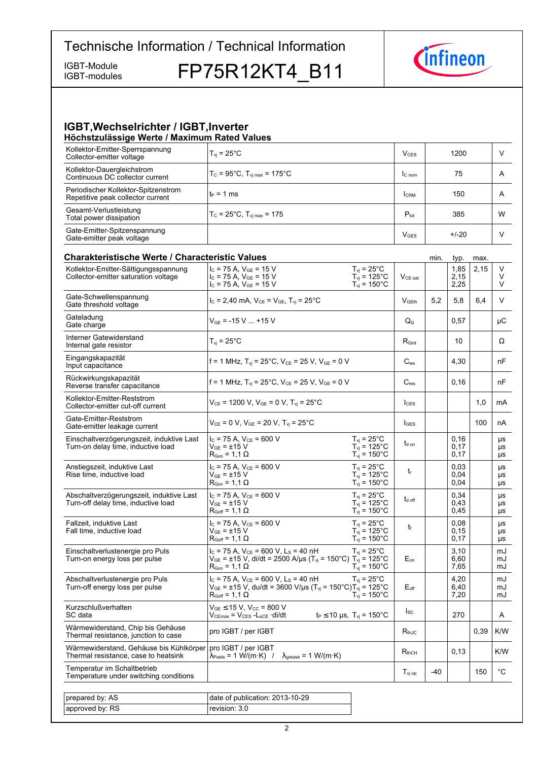# Technische Information / Technical Information

IGBT-Module
IGBT-modules

**FP75R12KT4_B11**

## IGBT,Wechselrichter / IGBT,Inverter

### Höchstzulässige Werte / Maximum Rated Values

| | | | | |
|---|---|---|---|---|
| Kollektor-Emitter-Sperrspannung<br>Collector-emitter voltage | $T_{vj}$ = 25°C | $V_{CES}$ | 1200 | V |
| Kollektor-Dauergleichstrom<br>Continuous DC collector current | $T_C$ = 95°C, $T_{vj\,max}$ = 175°C | $I_{C\,nom}$ | 75 | A |
| Periodischer Kollektor-Spitzenstrom<br>Repetitive peak collector current | $t_P$ = 1 ms | $I_{CRM}$ | 150 | A |
| Gesamt-Verlustleistung<br>Total power dissipation | $T_C$ = 25°C, $T_{vj\,max}$ = 175 | $P_{tot}$ | 385 | W |
| Gate-Emitter-Spitzenspannung<br>Gate-emitter peak voltage | | $V_{GES}$ | +/-20 | V |

### Charakteristische Werte / Characteristic Values

| | | | | min. | typ. | max. | |
|---|---|---|---|---|---|---|---|
| Kollektor-Emitter-Sättigungsspannung<br>Collector-emitter saturation voltage | $I_C$ = 75 A, $V_{GE}$ = 15 V<br>$I_C$ = 75 A, $V_{GE}$ = 15 V<br>$I_C$ = 75 A, $V_{GE}$ = 15 V | $T_{vj}$ = 25°C<br>$T_{vj}$ = 125°C<br>$T_{vj}$ = 150°C | $V_{CE\,sat}$ | | 1,85<br>2,15<br>2,25 | 2,15 | V<br>V<br>V |
| Gate-Schwellenspannung<br>Gate threshold voltage | $I_C$ = 2,40 mA, $V_{CE}$ = $V_{GE}$, $T_{vj}$ = 25°C | | $V_{GEth}$ | 5,2 | 5,8 | 6,4 | V |
| Gateladung<br>Gate charge | $V_{GE}$ = -15 V ... +15 V | | $Q_G$ | | 0,57 | | µC |
| Interner Gatewiderstand<br>Internal gate resistor | $T_{vj}$ = 25°C | | $R_{Gint}$ | | 10 | | Ω |
| Eingangskapazität<br>Input capacitance | f = 1 MHz, $T_{vj}$ = 25°C, $V_{CE}$ = 25 V, $V_{GE}$ = 0 V | | $C_{ies}$ | | 4,30 | | nF |
| Rückwirkungskapazität<br>Reverse transfer capacitance | f = 1 MHz, $T_{vj}$ = 25°C, $V_{CE}$ = 25 V, $V_{GE}$ = 0 V | | $C_{res}$ | | 0,16 | | nF |
| Kollektor-Emitter-Reststrom<br>Collector-emitter cut-off current | $V_{CE}$ = 1200 V, $V_{GE}$ = 0 V, $T_{vj}$ = 25°C | | $I_{CES}$ | | | 1,0 | mA |
| Gate-Emitter-Reststrom<br>Gate-emitter leakage current | $V_{CE}$ = 0 V, $V_{GE}$ = 20 V, $T_{vj}$ = 25°C | | $I_{GES}$ | | | 100 | nA |
| Einschaltverzögerungszeit, induktive Last<br>Turn-on delay time, inductive load | $I_C$ = 75 A, $V_{CE}$ = 600 V<br>$V_{GE}$ = ±15 V<br>$R_{Gon}$ = 1,1 Ω | $T_{vj}$ = 25°C<br>$T_{vj}$ = 125°C<br>$T_{vj}$ = 150°C | $t_{d\,on}$ | | 0,16<br>0,17<br>0,17 | | µs<br>µs<br>µs |
| Anstiegszeit, induktive Last<br>Rise time, inductive load | $I_C$ = 75 A, $V_{CE}$ = 600 V<br>$V_{GE}$ = ±15 V<br>$R_{Gon}$ = 1,1 Ω | $T_{vj}$ = 25°C<br>$T_{vj}$ = 125°C<br>$T_{vj}$ = 150°C | $t_r$ | | 0,03<br>0,04<br>0,04 | | µs<br>µs<br>µs |
| Abschaltverzögerungszeit, induktive Last<br>Turn-off delay time, inductive load | $I_C$ = 75 A, $V_{CE}$ = 600 V<br>$V_{GE}$ = ±15 V<br>$R_{Goff}$ = 1,1 Ω | $T_{vj}$ = 25°C<br>$T_{vj}$ = 125°C<br>$T_{vj}$ = 150°C | $t_{d\,off}$ | | 0,34<br>0,43<br>0,45 | | µs<br>µs<br>µs |
| Fallzeit, induktive Last<br>Fall time, inductive load | $I_C$ = 75 A, $V_{CE}$ = 600 V<br>$V_{GE}$ = ±15 V<br>$R_{Goff}$ = 1,1 Ω | $T_{vj}$ = 25°C<br>$T_{vj}$ = 125°C<br>$T_{vj}$ = 150°C | $t_f$ | | 0,08<br>0,15<br>0,17 | | µs<br>µs<br>µs |
| Einschaltverlustenergie pro Puls<br>Turn-on energy loss per pulse | $I_C$ = 75 A, $V_{CE}$ = 600 V, $L_S$ = 40 nH<br>$V_{GE}$ = ±15 V, di/dt = 2500 A/µs ($T_{vj}$ = 150°C)<br>$R_{Gon}$ = 1,1 Ω | $T_{vj}$ = 25°C<br>$T_{vj}$ = 125°C<br>$T_{vj}$ = 150°C | $E_{on}$ | | 3,10<br>6,60<br>7,65 | | mJ<br>mJ<br>mJ |
| Abschaltverlustenergie pro Puls<br>Turn-off energy loss per pulse | $I_C$ = 75 A, $V_{CE}$ = 600 V, $L_S$ = 40 nH<br>$V_{GE}$ = ±15 V, du/dt = 3600 V/µs ($T_{vj}$ = 150°C)<br>$R_{Goff}$ = 1,1 Ω | $T_{vj}$ = 25°C<br>$T_{vj}$ = 125°C<br>$T_{vj}$ = 150°C | $E_{off}$ | | 4,20<br>6,40<br>7,20 | | mJ<br>mJ<br>mJ |
| Kurzschlußverhalten<br>SC data | $V_{GE}$ ≤15 V, $V_{CC}$ = 800 V<br>$V_{CEmax}$ = $V_{CES}$ -$L_{sCE}$ ·di/dt | $t_P$ ≤10 µs, $T_{vj}$ = 150°C | $I_{SC}$ | | 270 | | A |
| Wärmewiderstand, Chip bis Gehäuse<br>Thermal resistance, junction to case | pro IGBT / per IGBT | | $R_{thJC}$ | | | 0,39 | K/W |
| Wärmewiderstand, Gehäuse bis Kühlkörper<br>Thermal resistance, case to heatsink | pro IGBT / per IGBT<br>$\lambda_{Paste}$ = 1 W/(m·K) / $\lambda_{grease}$ = 1 W/(m·K) | | $R_{thCH}$ | | 0,13 | | K/W |
| Temperatur im Schaltbetrieb<br>Temperature under switching conditions | | | $T_{vj\,op}$ | -40 | | 150 | °C |

| | |
|---|---|
| prepared by: AS | date of publication: 2013-10-29 |
| approved by: RS | revision: 3.0 |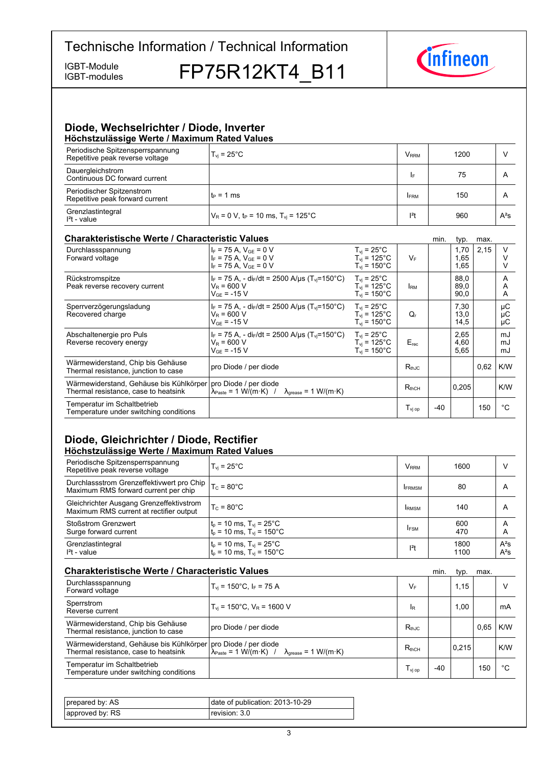# Technische Information / Technical Information

IGBT-Module
IGBT-modules

# FP75R12KT4_B11

## Diode, Wechselrichter / Diode, Inverter

### Höchstzulässige Werte / Maximum Rated Values

| | | | | |
|---|---|---|---|---|
| Periodische Spitzensperrspannung<br>Repetitive peak reverse voltage | $T_{vj}$ = 25°C | $V_{RRM}$ | 1200 | V |
| Dauergleichstrom<br>Continuous DC forward current | | $I_F$ | 75 | A |
| Periodischer Spitzenstrom<br>Repetitive peak forward current | $t_P$ = 1 ms | $I_{FRM}$ | 150 | A |
| Grenzlastintegral<br>$I^2t$ - value | $V_R$ = 0 V, $t_P$ = 10 ms, $T_{vj}$ = 125°C | $I^2t$ | 960 | A²s |

### Charakteristische Werte / Characteristic Values

| | | | | min. | typ. | max. | |
|---|---|---|---|---|---|---|---|
| Durchlassspannung<br>Forward voltage | $I_F$ = 75 A, $V_{GE}$ = 0 V<br>$I_F$ = 75 A, $V_{GE}$ = 0 V<br>$I_F$ = 75 A, $V_{GE}$ = 0 V | $T_{vj}$ = 25°C<br>$T_{vj}$ = 125°C<br>$T_{vj}$ = 150°C | $V_F$ | | 1,70<br>1,65<br>1,65 | 2,15 | V<br>V<br>V |
| Rückstromspitze<br>Peak reverse recovery current | $I_F$ = 75 A, - $di_F/dt$ = 2500 A/µs ($T_{vj}$=150°C)<br>$V_R$ = 600 V<br>$V_{GE}$ = -15 V | $T_{vj}$ = 25°C<br>$T_{vj}$ = 125°C<br>$T_{vj}$ = 150°C | $I_{RM}$ | | 88,0<br>89,0<br>90,0 | | A<br>A<br>A |
| Sperrverzögerungsladung<br>Recovered charge | $I_F$ = 75 A, - $di_F/dt$ = 2500 A/µs ($T_{vj}$=150°C)<br>$V_R$ = 600 V<br>$V_{GE}$ = -15 V | $T_{vj}$ = 25°C<br>$T_{vj}$ = 125°C<br>$T_{vj}$ = 150°C | $Q_r$ | | 7,30<br>13,0<br>14,5 | | µC<br>µC<br>µC |
| Abschaltenergie pro Puls<br>Reverse recovery energy | $I_F$ = 75 A, - $di_F/dt$ = 2500 A/µs ($T_{vj}$=150°C)<br>$V_R$ = 600 V<br>$V_{GE}$ = -15 V | $T_{vj}$ = 25°C<br>$T_{vj}$ = 125°C<br>$T_{vj}$ = 150°C | $E_{rec}$ | | 2,65<br>4,60<br>5,65 | | mJ<br>mJ<br>mJ |
| Wärmewiderstand, Chip bis Gehäuse<br>Thermal resistance, junction to case | pro Diode / per diode | | $R_{thJC}$ | | | 0,62 | K/W |
| Wärmewiderstand, Gehäuse bis Kühlkörper<br>Thermal resistance, case to heatsink | pro Diode / per diode<br>$\lambda_{Paste}$ = 1 W/(m·K) / $\lambda_{grease}$ = 1 W/(m·K) | | $R_{thCH}$ | | 0,205 | | K/W |
| Temperatur im Schaltbetrieb<br>Temperature under switching conditions | | | $T_{vj\ op}$ | -40 | | 150 | °C |

## Diode, Gleichrichter / Diode, Rectifier

### Höchstzulässige Werte / Maximum Rated Values

| | | | | |
|---|---|---|---|---|
| Periodische Spitzensperrspannung<br>Repetitive peak reverse voltage | $T_{vj}$ = 25°C | $V_{RRM}$ | 1600 | V |
| Durchlassstrom Grenzeffektivwert pro Chip<br>Maximum RMS forward current per chip | $T_C$ = 80°C | $I_{FRMSM}$ | 80 | A |
| Gleichrichter Ausgang Grenzeffektivstrom<br>Maximum RMS current at rectifier output | $T_C$ = 80°C | $I_{RMSM}$ | 140 | A |
| Stoßstrom Grenzwert<br>Surge forward current | $t_p$ = 10 ms, $T_{vj}$ = 25°C<br>$t_p$ = 10 ms, $T_{vj}$ = 150°C | $I_{FSM}$ | 600<br>470 | A<br>A |
| Grenzlastintegral<br>$I^2t$ - value | $t_p$ = 10 ms, $T_{vj}$ = 25°C<br>$t_p$ = 10 ms, $T_{vj}$ = 150°C | $I^2t$ | 1800<br>1100 | A²s<br>A²s |

### Charakteristische Werte / Characteristic Values

| | | | min. | typ. | max. | |
|---|---|---|---|---|---|---|
| Durchlassspannung<br>Forward voltage | $T_{vj}$ = 150°C, $I_F$ = 75 A | $V_F$ | | 1,15 | | V |
| Sperrstrom<br>Reverse current | $T_{vj}$ = 150°C, $V_R$ = 1600 V | $I_R$ | | 1,00 | | mA |
| Wärmewiderstand, Chip bis Gehäuse<br>Thermal resistance, junction to case | pro Diode / per diode | $R_{thJC}$ | | | 0,65 | K/W |
| Wärmewiderstand, Gehäuse bis Kühlkörper<br>Thermal resistance, case to heatsink | pro Diode / per diode<br>$\lambda_{Paste}$ = 1 W/(m·K) / $\lambda_{grease}$ = 1 W/(m·K) | $R_{thCH}$ | | 0,215 | | K/W |
| Temperatur im Schaltbetrieb<br>Temperature under switching conditions | | $T_{vj\ op}$ | -40 | | 150 | °C |

| | |
|---|---|
| prepared by: AS | date of publication: 2013-10-29 |
| approved by: RS | revision: 3.0 |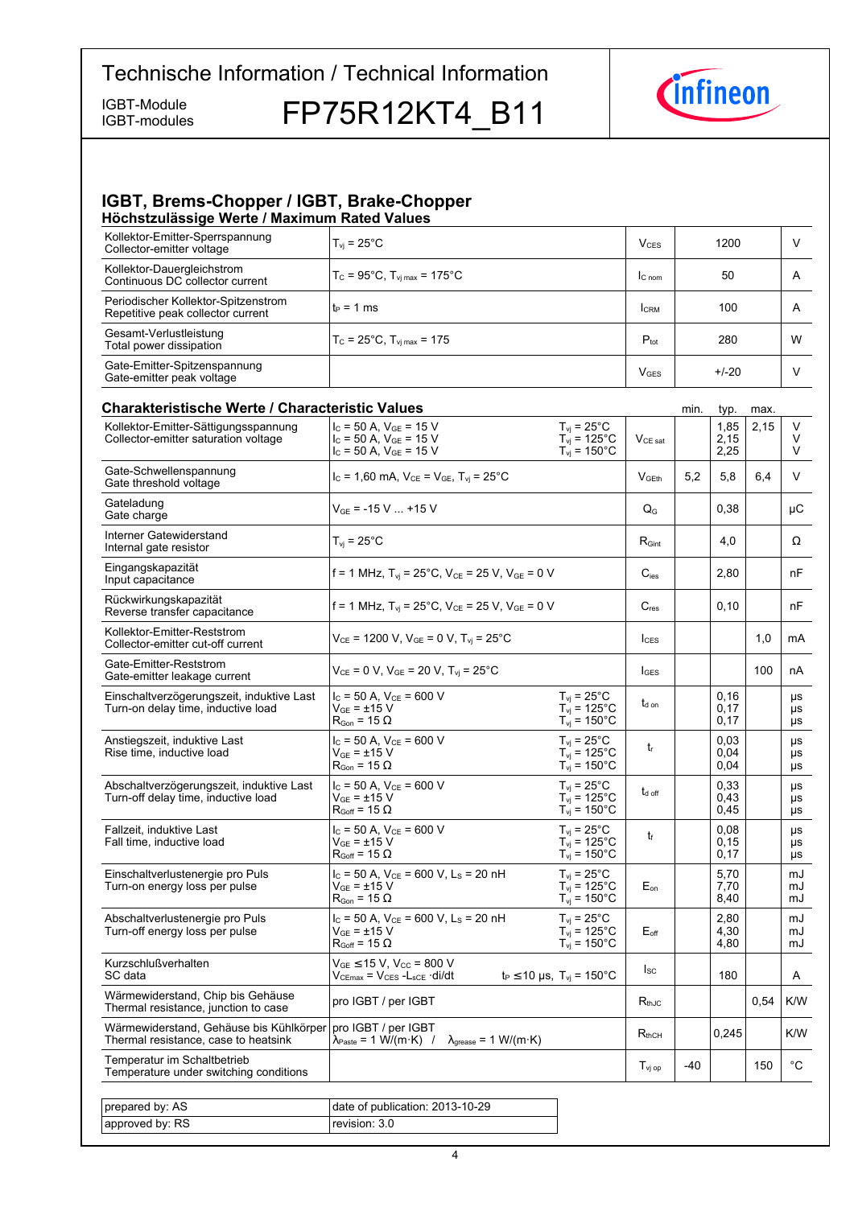# Technische Information / Technical Information

IGBT-Module
IGBT-modules

**FP75R12KT4_B11**

## IGBT, Brems-Chopper / IGBT, Brake-Chopper

### Höchstzulässige Werte / Maximum Rated Values

| | | | | |
|---|---|---|---|---|
| Kollektor-Emitter-Sperrspannung<br>Collector-emitter voltage | $T_{vj}$ = 25°C | $V_{CES}$ | 1200 | V |
| Kollektor-Dauergleichstrom<br>Continuous DC collector current | $T_C$ = 95°C, $T_{vj\,max}$ = 175°C | $I_{C\,nom}$ | 50 | A |
| Periodischer Kollektor-Spitzenstrom<br>Repetitive peak collector current | $t_P$ = 1 ms | $I_{CRM}$ | 100 | A |
| Gesamt-Verlustleistung<br>Total power dissipation | $T_C$ = 25°C, $T_{vj\,max}$ = 175 | $P_{tot}$ | 280 | W |
| Gate-Emitter-Spitzenspannung<br>Gate-emitter peak voltage | | $V_{GES}$ | +/-20 | V |

### Charakteristische Werte / Characteristic Values

| | | | | min. | typ. | max. | |
|---|---|---|---|---|---|---|---|
| Kollektor-Emitter-Sättigungsspannung<br>Collector-emitter saturation voltage | $I_C$ = 50 A, $V_{GE}$ = 15 V<br>$I_C$ = 50 A, $V_{GE}$ = 15 V<br>$I_C$ = 50 A, $V_{GE}$ = 15 V | $T_{vj}$ = 25°C<br>$T_{vj}$ = 125°C<br>$T_{vj}$ = 150°C | $V_{CE\,sat}$ | | 1,85<br>2,15<br>2,25 | 2,15 | V<br>V<br>V |
| Gate-Schwellenspannung<br>Gate threshold voltage | $I_C$ = 1,60 mA, $V_{CE}$ = $V_{GE}$, $T_{vj}$ = 25°C | | $V_{GEth}$ | 5,2 | 5,8 | 6,4 | V |
| Gateladung<br>Gate charge | $V_{GE}$ = -15 V ... +15 V | | $Q_G$ | | 0,38 | | µC |
| Interner Gatewiderstand<br>Internal gate resistor | $T_{vj}$ = 25°C | | $R_{Gint}$ | | 4,0 | | Ω |
| Eingangskapazität<br>Input capacitance | f = 1 MHz, $T_{vj}$ = 25°C, $V_{CE}$ = 25 V, $V_{GE}$ = 0 V | | $C_{ies}$ | | 2,80 | | nF |
| Rückwirkungskapazität<br>Reverse transfer capacitance | f = 1 MHz, $T_{vj}$ = 25°C, $V_{CE}$ = 25 V, $V_{GE}$ = 0 V | | $C_{res}$ | | 0,10 | | nF |
| Kollektor-Emitter-Reststrom<br>Collector-emitter cut-off current | $V_{CE}$ = 1200 V, $V_{GE}$ = 0 V, $T_{vj}$ = 25°C | | $I_{CES}$ | | | 1,0 | mA |
| Gate-Emitter-Reststrom<br>Gate-emitter leakage current | $V_{CE}$ = 0 V, $V_{GE}$ = 20 V, $T_{vj}$ = 25°C | | $I_{GES}$ | | | 100 | nA |
| Einschaltverzögerungszeit, induktive Last<br>Turn-on delay time, inductive load | $I_C$ = 50 A, $V_{CE}$ = 600 V<br>$V_{GE}$ = ±15 V<br>$R_{Gon}$ = 15 Ω | $T_{vj}$ = 25°C<br>$T_{vj}$ = 125°C<br>$T_{vj}$ = 150°C | $t_{d\,on}$ | | 0,16<br>0,17<br>0,17 | | µs<br>µs<br>µs |
| Anstiegszeit, induktive Last<br>Rise time, inductive load | $I_C$ = 50 A, $V_{CE}$ = 600 V<br>$V_{GE}$ = ±15 V<br>$R_{Gon}$ = 15 Ω | $T_{vj}$ = 25°C<br>$T_{vj}$ = 125°C<br>$T_{vj}$ = 150°C | $t_r$ | | 0,03<br>0,04<br>0,04 | | µs<br>µs<br>µs |
| Abschaltverzögerungszeit, induktive Last<br>Turn-off delay time, inductive load | $I_C$ = 50 A, $V_{CE}$ = 600 V<br>$V_{GE}$ = ±15 V<br>$R_{Goff}$ = 15 Ω | $T_{vj}$ = 25°C<br>$T_{vj}$ = 125°C<br>$T_{vj}$ = 150°C | $t_{d\,off}$ | | 0,33<br>0,43<br>0,45 | | µs<br>µs<br>µs |
| Fallzeit, induktive Last<br>Fall time, inductive load | $I_C$ = 50 A, $V_{CE}$ = 600 V<br>$V_{GE}$ = ±15 V<br>$R_{Goff}$ = 15 Ω | $T_{vj}$ = 25°C<br>$T_{vj}$ = 125°C<br>$T_{vj}$ = 150°C | $t_f$ | | 0,08<br>0,15<br>0,17 | | µs<br>µs<br>µs |
| Einschaltverlustenergie pro Puls<br>Turn-on energy loss per pulse | $I_C$ = 50 A, $V_{CE}$ = 600 V, $L_S$ = 20 nH<br>$V_{GE}$ = ±15 V<br>$R_{Gon}$ = 15 Ω | $T_{vj}$ = 25°C<br>$T_{vj}$ = 125°C<br>$T_{vj}$ = 150°C | $E_{on}$ | | 5,70<br>7,70<br>8,40 | | mJ<br>mJ<br>mJ |
| Abschaltverlustenergie pro Puls<br>Turn-off energy loss per pulse | $I_C$ = 50 A, $V_{CE}$ = 600 V, $L_S$ = 20 nH<br>$V_{GE}$ = ±15 V<br>$R_{Goff}$ = 15 Ω | $T_{vj}$ = 25°C<br>$T_{vj}$ = 125°C<br>$T_{vj}$ = 150°C | $E_{off}$ | | 2,80<br>4,30<br>4,80 | | mJ<br>mJ<br>mJ |
| Kurzschlußverhalten<br>SC data | $V_{GE}$ ≤15 V, $V_{CC}$ = 800 V<br>$V_{CEmax}$ = $V_{CES}$ -$L_{sCE}$ ·di/dt | $t_P$ ≤10 µs, $T_{vj}$ = 150°C | $I_{SC}$ | | 180 | | A |
| Wärmewiderstand, Chip bis Gehäuse<br>Thermal resistance, junction to case | pro IGBT / per IGBT | | $R_{thJC}$ | | | 0,54 | K/W |
| Wärmewiderstand, Gehäuse bis Kühlkörper<br>Thermal resistance, case to heatsink | pro IGBT / per IGBT<br>$\lambda_{Paste}$ = 1 W/(m·K) / $\lambda_{grease}$ = 1 W/(m·K) | | $R_{thCH}$ | | 0,245 | | K/W |
| Temperatur im Schaltbetrieb<br>Temperature under switching conditions | | | $T_{vj\,op}$ | -40 | | 150 | °C |

| | |
|---|---|
| prepared by: AS | date of publication: 2013-10-29 |
| approved by: RS | revision: 3.0 |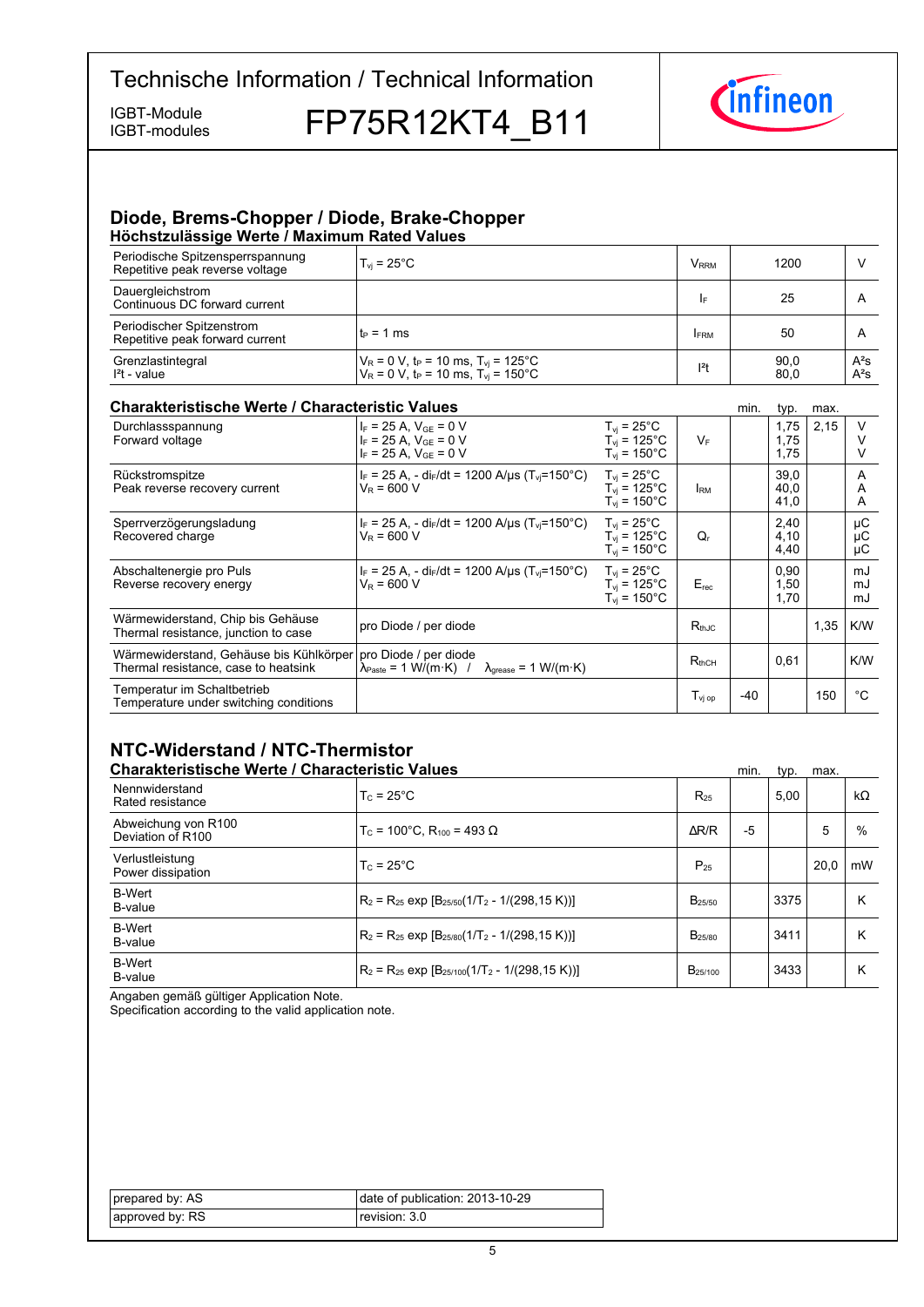# Technische Information / Technical Information

IGBT-Module
IGBT-modules

# FP75R12KT4_B11

## Diode, Brems-Chopper / Diode, Brake-Chopper

### Höchstzulässige Werte / Maximum Rated Values

| | | | | |
|---|---|---|---|---|
| Periodische Spitzensperrspannung<br>Repetitive peak reverse voltage | $T_{vj}$ = 25°C | $V_{RRM}$ | 1200 | V |
| Dauergleichstrom<br>Continuous DC forward current | | $I_F$ | 25 | A |
| Periodischer Spitzenstrom<br>Repetitive peak forward current | $t_P$ = 1 ms | $I_{FRM}$ | 50 | A |
| Grenzlastintegral<br>$I^2t$ - value | $V_R$ = 0 V, $t_P$ = 10 ms, $T_{vj}$ = 125°C<br>$V_R$ = 0 V, $t_P$ = 10 ms, $T_{vj}$ = 150°C | $I^2t$ | 90,0<br>80,0 | $A^2s$<br>$A^2s$ |

### Charakteristische Werte / Characteristic Values

| | | | | min. | typ. | max. | |
|---|---|---|---|---|---|---|---|
| Durchlassspannung<br>Forward voltage | $I_F$ = 25 A, $V_{GE}$ = 0 V<br>$I_F$ = 25 A, $V_{GE}$ = 0 V<br>$I_F$ = 25 A, $V_{GE}$ = 0 V | $T_{vj}$ = 25°C<br>$T_{vj}$ = 125°C<br>$T_{vj}$ = 150°C | $V_F$ | | 1,75<br>1,75<br>1,75 | 2,15 | V<br>V<br>V |
| Rückstromspitze<br>Peak reverse recovery current | $I_F$ = 25 A, - $di_F/dt$ = 1200 A/µs ($T_{vj}$=150°C)<br>$V_R$ = 600 V | $T_{vj}$ = 25°C<br>$T_{vj}$ = 125°C<br>$T_{vj}$ = 150°C | $I_{RM}$ | | 39,0<br>40,0<br>41,0 | | A<br>A<br>A |
| Sperrverzögerungsladung<br>Recovered charge | $I_F$ = 25 A, - $di_F/dt$ = 1200 A/µs ($T_{vj}$=150°C)<br>$V_R$ = 600 V | $T_{vj}$ = 25°C<br>$T_{vj}$ = 125°C<br>$T_{vj}$ = 150°C | $Q_r$ | | 2,40<br>4,10<br>4,40 | | µC<br>µC<br>µC |
| Abschaltenergie pro Puls<br>Reverse recovery energy | $I_F$ = 25 A, - $di_F/dt$ = 1200 A/µs ($T_{vj}$=150°C)<br>$V_R$ = 600 V | $T_{vj}$ = 25°C<br>$T_{vj}$ = 125°C<br>$T_{vj}$ = 150°C | $E_{rec}$ | | 0,90<br>1,50<br>1,70 | | mJ<br>mJ<br>mJ |
| Wärmewiderstand, Chip bis Gehäuse<br>Thermal resistance, junction to case | pro Diode / per diode | | $R_{thJC}$ | | | 1,35 | K/W |
| Wärmewiderstand, Gehäuse bis Kühlkörper<br>Thermal resistance, case to heatsink | pro Diode / per diode<br>$\lambda_{Paste}$ = 1 W/(m·K) / $\lambda_{grease}$ = 1 W/(m·K) | | $R_{thCH}$ | | 0,61 | | K/W |
| Temperatur im Schaltbetrieb<br>Temperature under switching conditions | | | $T_{vj\,op}$ | -40 | | 150 | °C |

## NTC-Widerstand / NTC-Thermistor

### Charakteristische Werte / Characteristic Values

| | | | min. | typ. | max. | |
|---|---|---|---|---|---|---|
| Nennwiderstand<br>Rated resistance | $T_C$ = 25°C | $R_{25}$ | | 5,00 | | kΩ |
| Abweichung von R100<br>Deviation of R100 | $T_C$ = 100°C, $R_{100}$ = 493 Ω | ΔR/R | -5 | | 5 | % |
| Verlustleistung<br>Power dissipation | $T_C$ = 25°C | $P_{25}$ | | | 20,0 | mW |
| B-Wert<br>B-value | $R_2 = R_{25} \exp [B_{25/50}(1/T_2 - 1/(298{,}15\ K))]$ | $B_{25/50}$ | | 3375 | | K |
| B-Wert<br>B-value | $R_2 = R_{25} \exp [B_{25/80}(1/T_2 - 1/(298{,}15\ K))]$ | $B_{25/80}$ | | 3411 | | K |
| B-Wert<br>B-value | $R_2 = R_{25} \exp [B_{25/100}(1/T_2 - 1/(298{,}15\ K))]$ | $B_{25/100}$ | | 3433 | | K |

Angaben gemäß gültiger Application Note.
Specification according to the valid application note.

| | |
|---|---|
| prepared by: AS | date of publication: 2013-10-29 |
| approved by: RS | revision: 3.0 |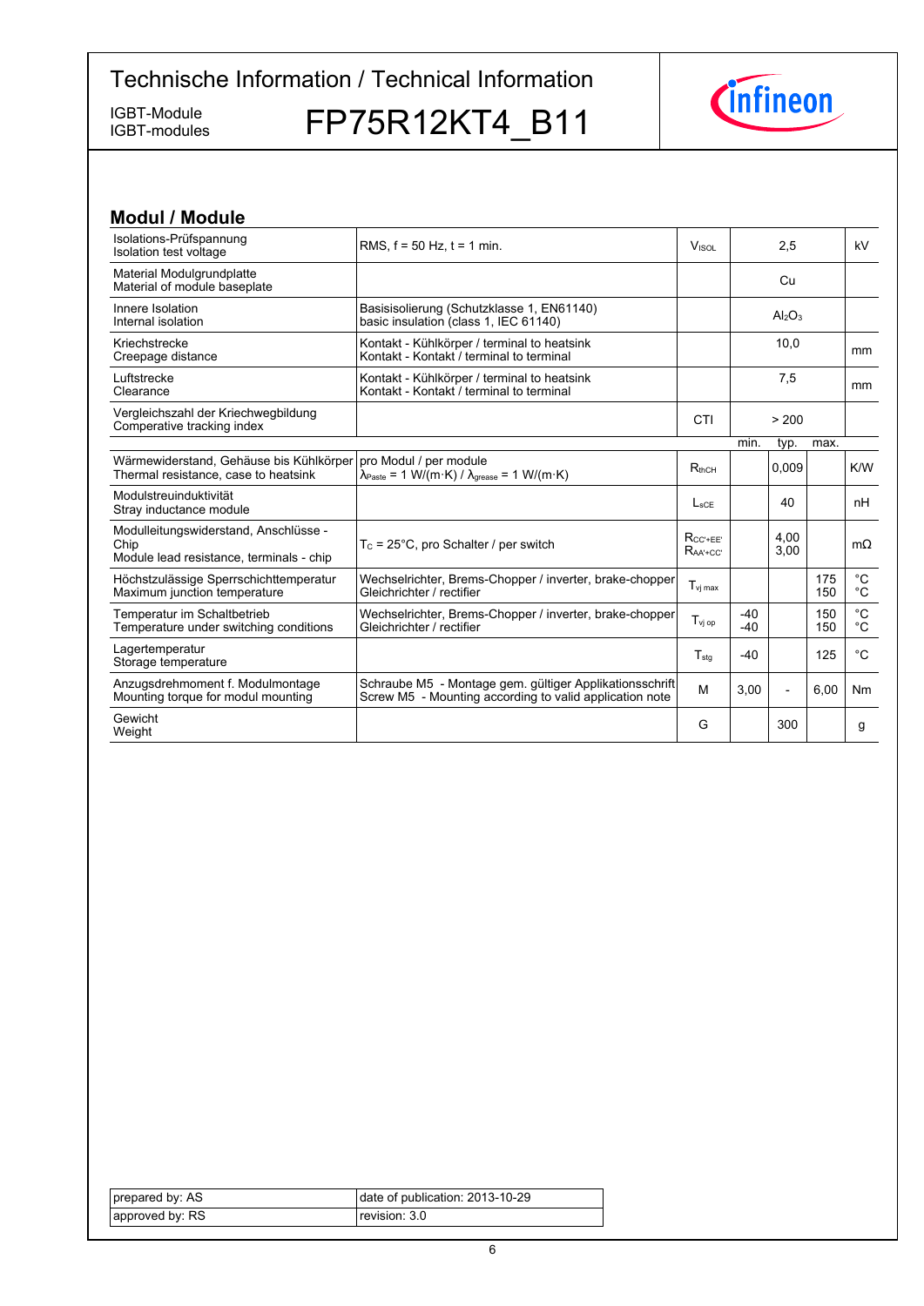## Modul / Module

| | | | | | | |
|---|---|---|---|---|---|---|
| Isolations-Prüfspannung<br>Isolation test voltage | RMS, f = 50 Hz, t = 1 min. | $V_{ISOL}$ | | 2,5 | | kV |
| Material Modulgrundplatte<br>Material of module baseplate | | | | Cu | | |
| Innere Isolation<br>Internal isolation | Basisisolierung (Schutzklasse 1, EN61140)<br>basic insulation (class 1, IEC 61140) | | | $Al_2O_3$ | | |
| Kriechstrecke<br>Creepage distance | Kontakt - Kühlkörper / terminal to heatsink<br>Kontakt - Kontakt / terminal to terminal | | | 10,0 | | mm |
| Luftstrecke<br>Clearance | Kontakt - Kühlkörper / terminal to heatsink<br>Kontakt - Kontakt / terminal to terminal | | | 7,5 | | mm |
| Vergleichszahl der Kriechwegbildung<br>Comperative tracking index | | CTI | | > 200 | | |
| | | | min. | typ. | max. | |
| Wärmewiderstand, Gehäuse bis Kühlkörper<br>Thermal resistance, case to heatsink | pro Modul / per module<br>$\lambda_{Paste}$ = 1 W/(m·K) / $\lambda_{grease}$ = 1 W/(m·K) | $R_{thCH}$ | | 0,009 | | K/W |
| Modulstreuinduktivität<br>Stray inductance module | | $L_{sCE}$ | | 40 | | nH |
| Modulleitungswiderstand, Anschlüsse - Chip<br>Module lead resistance, terminals - chip | $T_C$ = 25°C, pro Schalter / per switch | $R_{CC'+EE'}$<br>$R_{AA'+CC'}$ | | 4,00<br>3,00 | | mΩ |
| Höchstzulässige Sperrschichttemperatur<br>Maximum junction temperature | Wechselrichter, Brems-Chopper / inverter, brake-chopper<br>Gleichrichter / rectifier | $T_{vj\,max}$ | | | 175<br>150 | °C<br>°C |
| Temperatur im Schaltbetrieb<br>Temperature under switching conditions | Wechselrichter, Brems-Chopper / inverter, brake-chopper<br>Gleichrichter / rectifier | $T_{vj\,op}$ | -40<br>-40 | | 150<br>150 | °C<br>°C |
| Lagertemperatur<br>Storage temperature | | $T_{stg}$ | -40 | | 125 | °C |
| Anzugsdrehmoment f. Modulmontage<br>Mounting torque for modul mounting | Schraube M5 - Montage gem. gültiger Applikationsschrift<br>Screw M5 - Mounting according to valid application note | M | 3,00 | - | 6,00 | Nm |
| Gewicht<br>Weight | | G | | 300 | | g |

| | |
|---|---|
| prepared by: AS | date of publication: 2013-10-29 |
| approved by: RS | revision: 3.0 |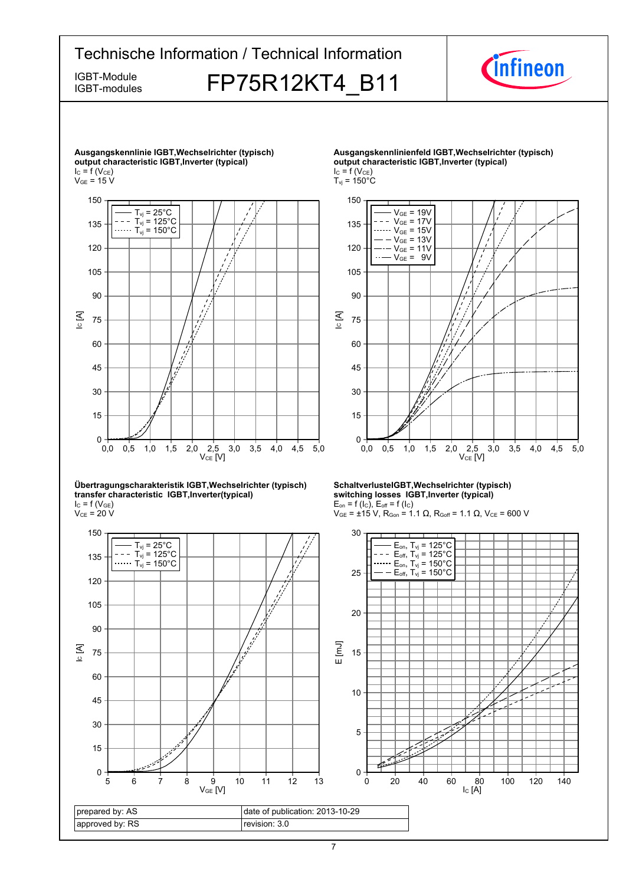**Ausgangskennlinie IGBT,Wechselrichter (typisch)**
**output characteristic IGBT,Inverter (typical)**
$I_C = f(V_{CE})$
$V_{GE} = 15$ V

**Ausgangskennlinienfeld IGBT,Wechselrichter (typisch)**
**output characteristic IGBT,Inverter (typical)**
$I_C = f(V_{CE})$
$T_{vj} = 150°C$

**Übertragungscharakteristik IGBT,Wechselrichter (typisch)**
**transfer characteristic IGBT,Inverter(typical)**
$I_C = f(V_{GE})$
$V_{CE} = 20$ V

**SchaltverlusteIGBT,Wechselrichter (typisch)**
**switching losses IGBT,Inverter (typical)**
$E_{on} = f(I_C)$, $E_{off} = f(I_C)$
$V_{GE} = \pm15$ V, $R_{Gon} = 1.1\ \Omega$, $R_{Goff} = 1.1\ \Omega$, $V_{CE} = 600$ V

| prepared by: AS | date of publication: 2013-10-29 |
|---|---|
| approved by: RS | revision: 3.0 |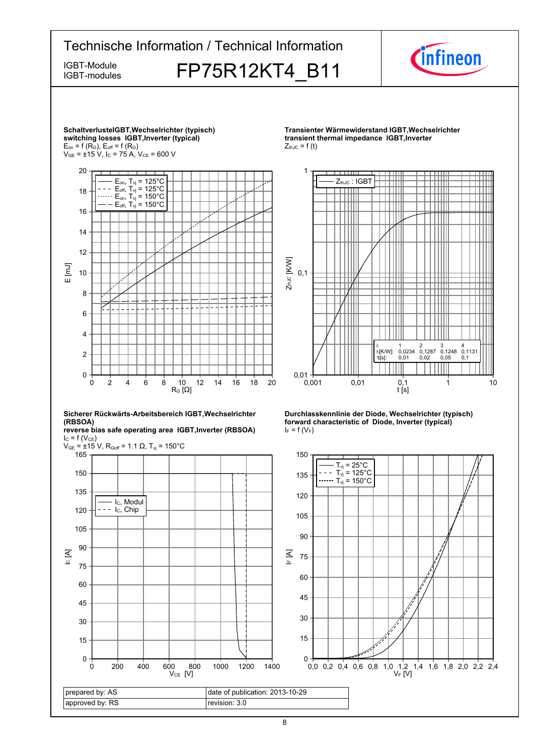## Technische Information / Technical Information

IGBT-Module
IGBT-modules

# FP75R12KT4_B11

**SchaltverlusteIGBT,Wechselrichter (typisch)**
**switching losses IGBT,Inverter (typical)**
$E_{on} = f(R_G)$, $E_{off} = f(R_G)$
$V_{GE} = \pm 15$ V, $I_C = 75$ A, $V_{CE} = 600$ V

**Transienter Wärmewiderstand IGBT,Wechselrichter**
**transient thermal impedance IGBT,Inverter**
$Z_{thJC} = f(t)$

| i: | 1 | 2 | 3 | 4 |
|---|---|---|---|---|
| $r_i$[K/W]: | 0,0234 | 0,1287 | 0,1248 | 0,1131 |
| $\tau_i$[s]: | 0,01 | 0,02 | 0,05 | 0,1 |

**Sicherer Rückwärts-Arbeitsbereich IGBT,Wechselrichter (RBSOA)**
**reverse bias safe operating area IGBT,Inverter (RBSOA)**
$I_C = f(V_{CE})$
$V_{GE} = \pm 15$ V, $R_{Goff} = 1.1$ Ω, $T_{vj} = 150$°C

**Durchlasskennlinie der Diode, Wechselrichter (typisch)**
**forward characteristic of Diode, Inverter (typical)**
$I_F = f(V_F)$

| prepared by: AS | date of publication: 2013-10-29 |
|---|---|
| approved by: RS | revision: 3.0 |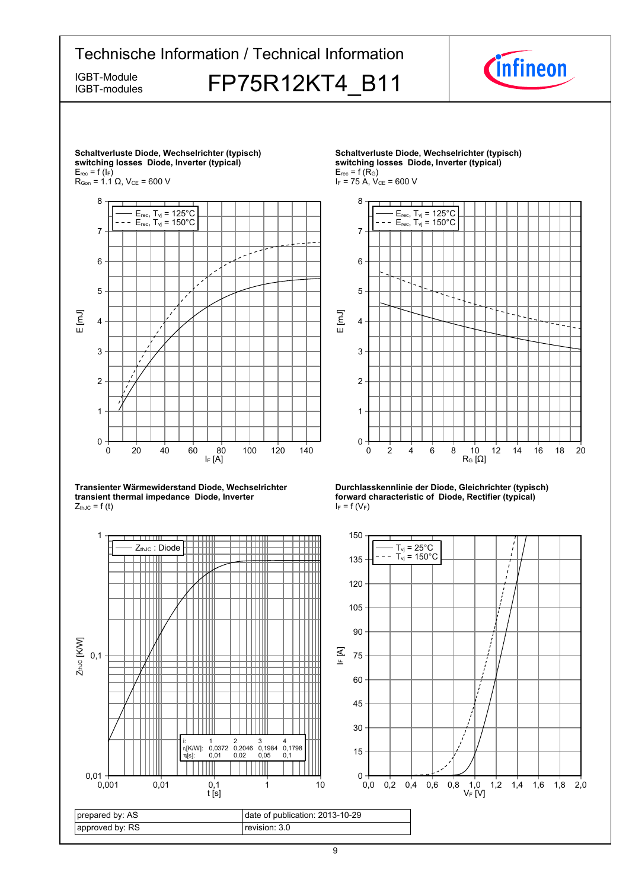**Schaltverluste Diode, Wechselrichter (typisch)**
**switching losses Diode, Inverter (typical)**
$E_{rec} = f(I_F)$
$R_{Gon} = 1.1\ \Omega$, $V_{CE} = 600$ V

**Schaltverluste Diode, Wechselrichter (typisch)**
**switching losses Diode, Inverter (typical)**
$E_{rec} = f(R_G)$
$I_F = 75$ A, $V_{CE} = 600$ V

**Transienter Wärmewiderstand Diode, Wechselrichter**
**transient thermal impedance Diode, Inverter**
$Z_{thJC} = f(t)$

| i: | 1 | 2 | 3 | 4 |
|---|---|---|---|---|
| $r_i$[K/W]: | 0,0372 | 0,2046 | 0,1984 | 0,1798 |
| $\tau_i$[s]: | 0,01 | 0,02 | 0,05 | 0,1 |

**Durchlasskennlinie der Diode, Gleichrichter (typisch)**
**forward characteristic of Diode, Rectifier (typical)**
$I_F = f(V_F)$

| prepared by: AS | date of publication: 2013-10-29 |
|---|---|
| approved by: RS | revision: 3.0 |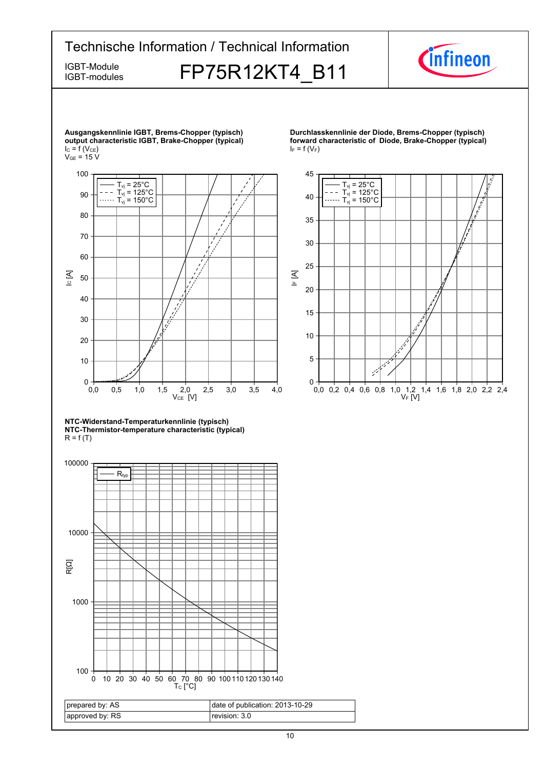Technische Information / Technical Information

IGBT-Module
IGBT-modules

# FP75R12KT4_B11

**Ausgangskennlinie IGBT, Brems-Chopper (typisch)**
**output characteristic IGBT, Brake-Chopper (typical)**
$I_C = f(V_{CE})$
$V_{GE} = 15$ V

**Durchlasskennlinie der Diode, Brems-Chopper (typisch)**
**forward characteristic of Diode, Brake-Chopper (typical)**
$I_F = f(V_F)$

**NTC-Widerstand-Temperaturkennlinie (typisch)**
**NTC-Thermistor-temperature characteristic (typical)**
R = f (T)

| prepared by: AS | date of publication: 2013-10-29 |
|---|---|
| approved by: RS | revision: 3.0 |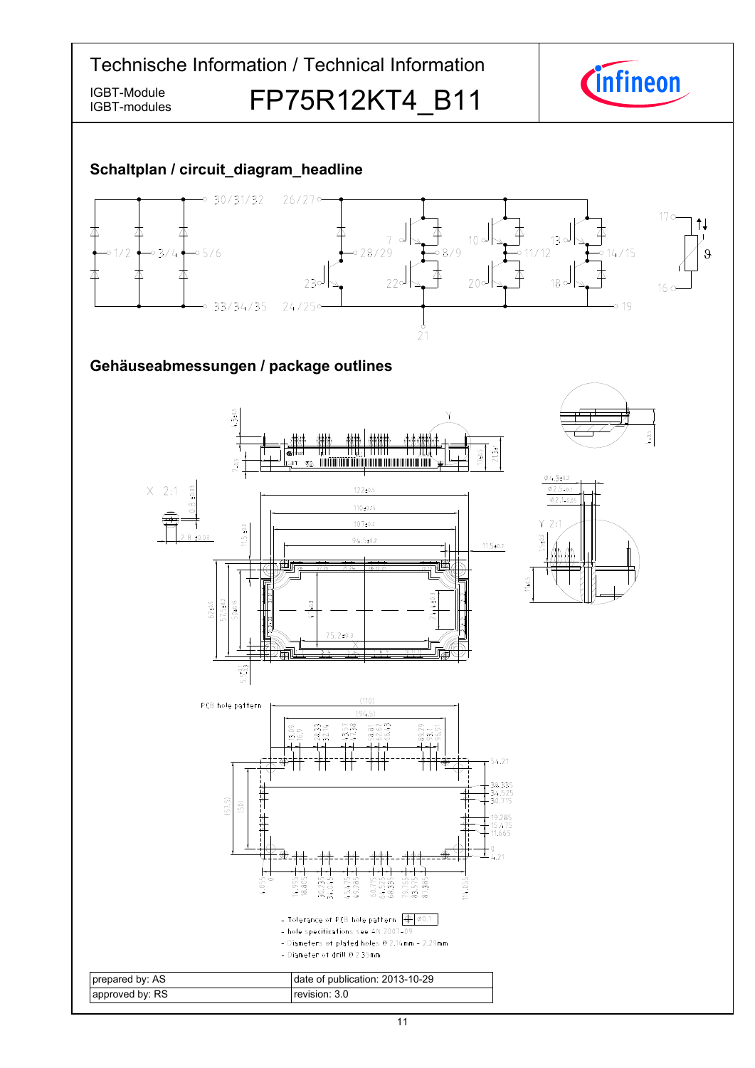## Schaltplan / circuit_diagram_headline

## Gehäuseabmessungen / package outlines

- Tolerance of PCB hole pattern ⌖ Ø0.1
- hole specifications see AN 2007-09
- Diameters of plated holes Ø 2.15mm - 2.29mm
- Diameter of drill Ø 2.35mm

| prepared by: AS | date of publication: 2013-10-29 |
|---|---|
| approved by: RS | revision: 3.0 |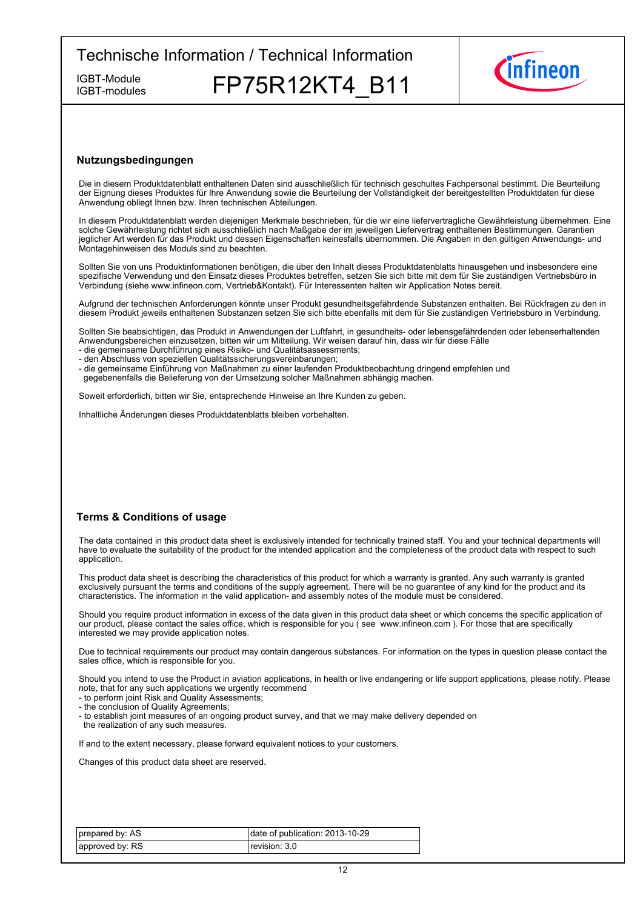## Nutzungsbedingungen

Die in diesem Produktdatenblatt enthaltenen Daten sind ausschließlich für technisch geschultes Fachpersonal bestimmt. Die Beurteilung der Eignung dieses Produktes für Ihre Anwendung sowie die Beurteilung der Vollständigkeit der bereitgestellten Produktdaten für diese Anwendung obliegt Ihnen bzw. Ihren technischen Abteilungen.

In diesem Produktdatenblatt werden diejenigen Merkmale beschrieben, für die wir eine liefervertragliche Gewährleistung übernehmen. Eine solche Gewährleistung richtet sich ausschließlich nach Maßgabe der im jeweiligen Liefervertrag enthaltenen Bestimmungen. Garantien jeglicher Art werden für das Produkt und dessen Eigenschaften keinesfalls übernommen. Die Angaben in den gültigen Anwendungs- und Montagehinweisen des Moduls sind zu beachten.

Sollten Sie von uns Produktinformationen benötigen, die über den Inhalt dieses Produktdatenblatts hinausgehen und insbesondere eine spezifische Verwendung und den Einsatz dieses Produktes betreffen, setzen Sie sich bitte mit dem für Sie zuständigen Vertriebsbüro in Verbindung (siehe www.infineon.com, Vertrieb&Kontakt). Für Interessenten halten wir Application Notes bereit.

Aufgrund der technischen Anforderungen könnte unser Produkt gesundheitsgefährdende Substanzen enthalten. Bei Rückfragen zu den in diesem Produkt jeweils enthaltenen Substanzen setzen Sie sich bitte ebenfalls mit dem für Sie zuständigen Vertriebsbüro in Verbindung.

Sollten Sie beabsichtigen, das Produkt in Anwendungen der Luftfahrt, in gesundheits- oder lebensgefährdenden oder lebenserhaltenden Anwendungsbereichen einzusetzen, bitten wir um Mitteilung. Wir weisen darauf hin, dass wir für diese Fälle

- die gemeinsame Durchführung eines Risiko- und Qualitätsassessments;
- den Abschluss von speziellen Qualitätssicherungsvereinbarungen;
- die gemeinsame Einführung von Maßnahmen zu einer laufenden Produktbeobachtung dringend empfehlen und gegebenenfalls die Belieferung von der Umsetzung solcher Maßnahmen abhängig machen.

Soweit erforderlich, bitten wir Sie, entsprechende Hinweise an Ihre Kunden zu geben.

Inhaltliche Änderungen dieses Produktdatenblatts bleiben vorbehalten.

## Terms & Conditions of usage

The data contained in this product data sheet is exclusively intended for technically trained staff. You and your technical departments will have to evaluate the suitability of the product for the intended application and the completeness of the product data with respect to such application.

This product data sheet is describing the characteristics of this product for which a warranty is granted. Any such warranty is granted exclusively pursuant the terms and conditions of the supply agreement. There will be no guarantee of any kind for the product and its characteristics. The information in the valid application- and assembly notes of the module must be considered.

Should you require product information in excess of the data given in this product data sheet or which concerns the specific application of our product, please contact the sales office, which is responsible for you ( see www.infineon.com ). For those that are specifically interested we may provide application notes.

Due to technical requirements our product may contain dangerous substances. For information on the types in question please contact the sales office, which is responsible for you.

Should you intend to use the Product in aviation applications, in health or live endangering or life support applications, please notify. Please note, that for any such applications we urgently recommend

- to perform joint Risk and Quality Assessments;
- the conclusion of Quality Agreements;
- to establish joint measures of an ongoing product survey, and that we may make delivery depended on the realization of any such measures.

If and to the extent necessary, please forward equivalent notices to your customers.

Changes of this product data sheet are reserved.

| | |
|---|---|
| prepared by: AS | date of publication: 2013-10-29 |
| approved by: RS | revision: 3.0 |